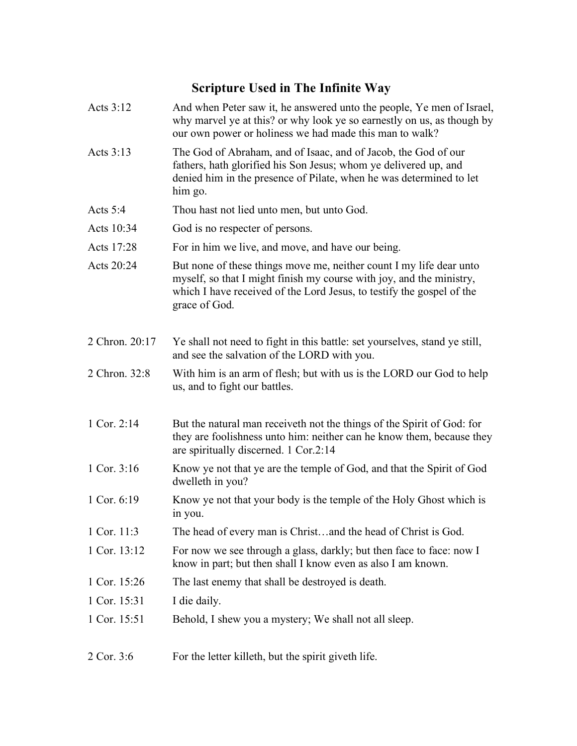# Scripture Used in The Infinite Way

| | |
|---|---|
| Acts 3:12 | And when Peter saw it, he answered unto the people, Ye men of Israel, why marvel ye at this? or why look ye so earnestly on us, as though by our own power or holiness we had made this man to walk? |
| Acts 3:13 | The God of Abraham, and of Isaac, and of Jacob, the God of our fathers, hath glorified his Son Jesus; whom ye delivered up, and denied him in the presence of Pilate, when he was determined to let him go. |
| Acts 5:4 | Thou hast not lied unto men, but unto God. |
| Acts 10:34 | God is no respecter of persons. |
| Acts 17:28 | For in him we live, and move, and have our being. |
| Acts 20:24 | But none of these things move me, neither count I my life dear unto myself, so that I might finish my course with joy, and the ministry, which I have received of the Lord Jesus, to testify the gospel of the grace of God. |
| 2 Chron. 20:17 | Ye shall not need to fight in this battle: set yourselves, stand ye still, and see the salvation of the LORD with you. |
| 2 Chron. 32:8 | With him is an arm of flesh; but with us is the LORD our God to help us, and to fight our battles. |
| 1 Cor. 2:14 | But the natural man receiveth not the things of the Spirit of God: for they are foolishness unto him: neither can he know them, because they are spiritually discerned. 1 Cor.2:14 |
| 1 Cor. 3:16 | Know ye not that ye are the temple of God, and that the Spirit of God dwelleth in you? |
| 1 Cor. 6:19 | Know ye not that your body is the temple of the Holy Ghost which is in you. |
| 1 Cor. 11:3 | The head of every man is Christ…and the head of Christ is God. |
| 1 Cor. 13:12 | For now we see through a glass, darkly; but then face to face: now I know in part; but then shall I know even as also I am known. |
| 1 Cor. 15:26 | The last enemy that shall be destroyed is death. |
| 1 Cor. 15:31 | I die daily. |
| 1 Cor. 15:51 | Behold, I shew you a mystery; We shall not all sleep. |
| 2 Cor. 3:6 | For the letter killeth, but the spirit giveth life. |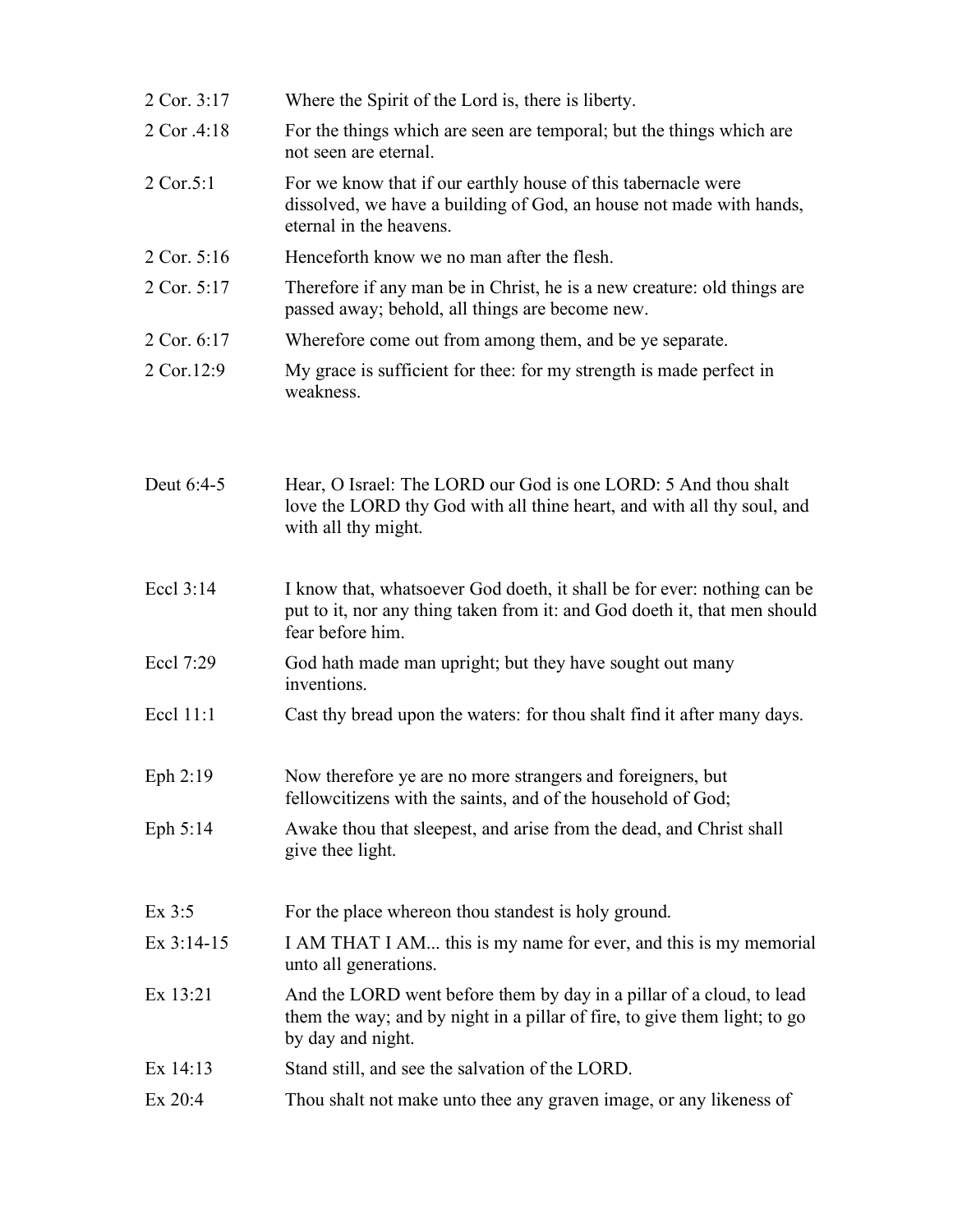| | |
|---|---|
| 2 Cor. 3:17 | Where the Spirit of the Lord is, there is liberty. |
| 2 Cor .4:18 | For the things which are seen are temporal; but the things which are not seen are eternal. |
| 2 Cor.5:1 | For we know that if our earthly house of this tabernacle were dissolved, we have a building of God, an house not made with hands, eternal in the heavens. |
| 2 Cor. 5:16 | Henceforth know we no man after the flesh. |
| 2 Cor. 5:17 | Therefore if any man be in Christ, he is a new creature: old things are passed away; behold, all things are become new. |
| 2 Cor. 6:17 | Wherefore come out from among them, and be ye separate. |
| 2 Cor.12:9 | My grace is sufficient for thee: for my strength is made perfect in weakness. |

| | |
|---|---|
| Deut 6:4-5 | Hear, O Israel: The LORD our God is one LORD: 5 And thou shalt love the LORD thy God with all thine heart, and with all thy soul, and with all thy might. |

| | |
|---|---|
| Eccl 3:14 | I know that, whatsoever God doeth, it shall be for ever: nothing can be put to it, nor any thing taken from it: and God doeth it, that men should fear before him. |
| Eccl 7:29 | God hath made man upright; but they have sought out many inventions. |
| Eccl 11:1 | Cast thy bread upon the waters: for thou shalt find it after many days. |

| | |
|---|---|
| Eph 2:19 | Now therefore ye are no more strangers and foreigners, but fellowcitizens with the saints, and of the household of God; |
| Eph 5:14 | Awake thou that sleepest, and arise from the dead, and Christ shall give thee light. |

| | |
|---|---|
| Ex 3:5 | For the place whereon thou standest is holy ground. |
| Ex 3:14-15 | I AM THAT I AM... this is my name for ever, and this is my memorial unto all generations. |
| Ex 13:21 | And the LORD went before them by day in a pillar of a cloud, to lead them the way; and by night in a pillar of fire, to give them light; to go by day and night. |
| Ex 14:13 | Stand still, and see the salvation of the LORD. |
| Ex 20:4 | Thou shalt not make unto thee any graven image, or any likeness of |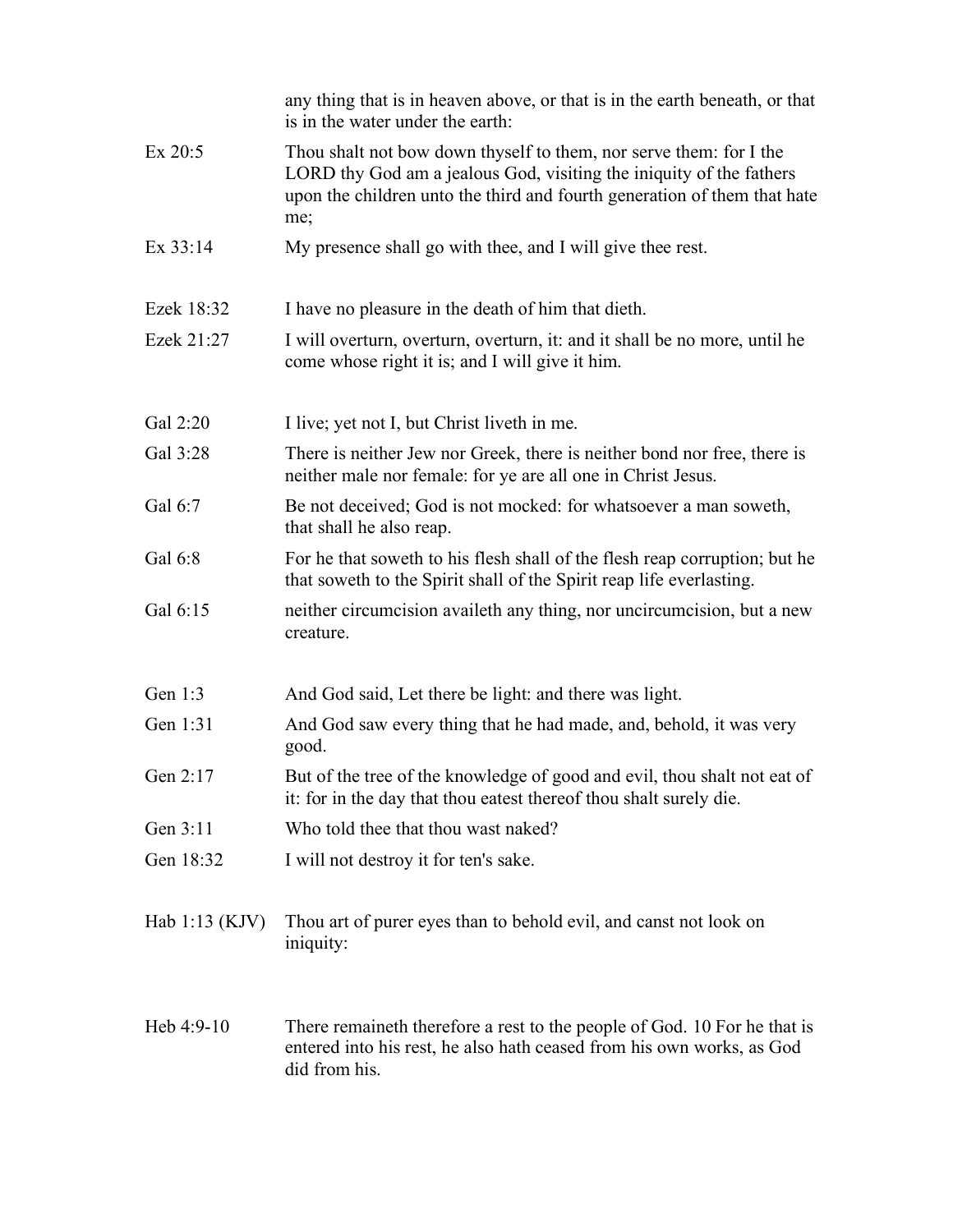|  |  |
|---|---|
|  | any thing that is in heaven above, or that is in the earth beneath, or that is in the water under the earth: |
| Ex 20:5 | Thou shalt not bow down thyself to them, nor serve them: for I the LORD thy God am a jealous God, visiting the iniquity of the fathers upon the children unto the third and fourth generation of them that hate me; |
| Ex 33:14 | My presence shall go with thee, and I will give thee rest. |
| Ezek 18:32 | I have no pleasure in the death of him that dieth. |
| Ezek 21:27 | I will overturn, overturn, overturn, it: and it shall be no more, until he come whose right it is; and I will give it him. |
| Gal 2:20 | I live; yet not I, but Christ liveth in me. |
| Gal 3:28 | There is neither Jew nor Greek, there is neither bond nor free, there is neither male nor female: for ye are all one in Christ Jesus. |
| Gal 6:7 | Be not deceived; God is not mocked: for whatsoever a man soweth, that shall he also reap. |
| Gal 6:8 | For he that soweth to his flesh shall of the flesh reap corruption; but he that soweth to the Spirit shall of the Spirit reap life everlasting. |
| Gal 6:15 | neither circumcision availeth any thing, nor uncircumcision, but a new creature. |
| Gen 1:3 | And God said, Let there be light: and there was light. |
| Gen 1:31 | And God saw every thing that he had made, and, behold, it was very good. |
| Gen 2:17 | But of the tree of the knowledge of good and evil, thou shalt not eat of it: for in the day that thou eatest thereof thou shalt surely die. |
| Gen 3:11 | Who told thee that thou wast naked? |
| Gen 18:32 | I will not destroy it for ten's sake. |
| Hab 1:13 (KJV) | Thou art of purer eyes than to behold evil, and canst not look on iniquity: |
| Heb 4:9-10 | There remaineth therefore a rest to the people of God. 10 For he that is entered into his rest, he also hath ceased from his own works, as God did from his. |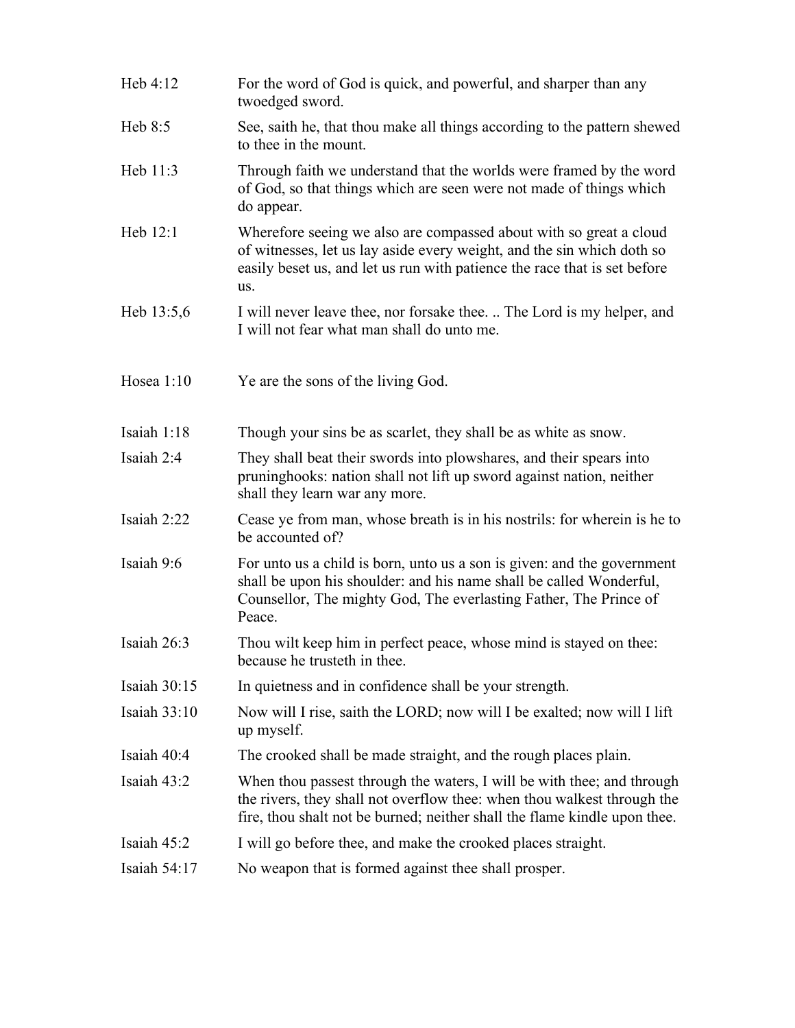| | |
|---|---|
| Heb 4:12 | For the word of God is quick, and powerful, and sharper than any twoedged sword. |
| Heb 8:5 | See, saith he, that thou make all things according to the pattern shewed to thee in the mount. |
| Heb 11:3 | Through faith we understand that the worlds were framed by the word of God, so that things which are seen were not made of things which do appear. |
| Heb 12:1 | Wherefore seeing we also are compassed about with so great a cloud of witnesses, let us lay aside every weight, and the sin which doth so easily beset us, and let us run with patience the race that is set before us. |
| Heb 13:5,6 | I will never leave thee, nor forsake thee. .. The Lord is my helper, and I will not fear what man shall do unto me. |
| Hosea 1:10 | Ye are the sons of the living God. |
| Isaiah 1:18 | Though your sins be as scarlet, they shall be as white as snow. |
| Isaiah 2:4 | They shall beat their swords into plowshares, and their spears into pruninghooks: nation shall not lift up sword against nation, neither shall they learn war any more. |
| Isaiah 2:22 | Cease ye from man, whose breath is in his nostrils: for wherein is he to be accounted of? |
| Isaiah 9:6 | For unto us a child is born, unto us a son is given: and the government shall be upon his shoulder: and his name shall be called Wonderful, Counsellor, The mighty God, The everlasting Father, The Prince of Peace. |
| Isaiah 26:3 | Thou wilt keep him in perfect peace, whose mind is stayed on thee: because he trusteth in thee. |
| Isaiah 30:15 | In quietness and in confidence shall be your strength. |
| Isaiah 33:10 | Now will I rise, saith the LORD; now will I be exalted; now will I lift up myself. |
| Isaiah 40:4 | The crooked shall be made straight, and the rough places plain. |
| Isaiah 43:2 | When thou passest through the waters, I will be with thee; and through the rivers, they shall not overflow thee: when thou walkest through the fire, thou shalt not be burned; neither shall the flame kindle upon thee. |
| Isaiah 45:2 | I will go before thee, and make the crooked places straight. |
| Isaiah 54:17 | No weapon that is formed against thee shall prosper. |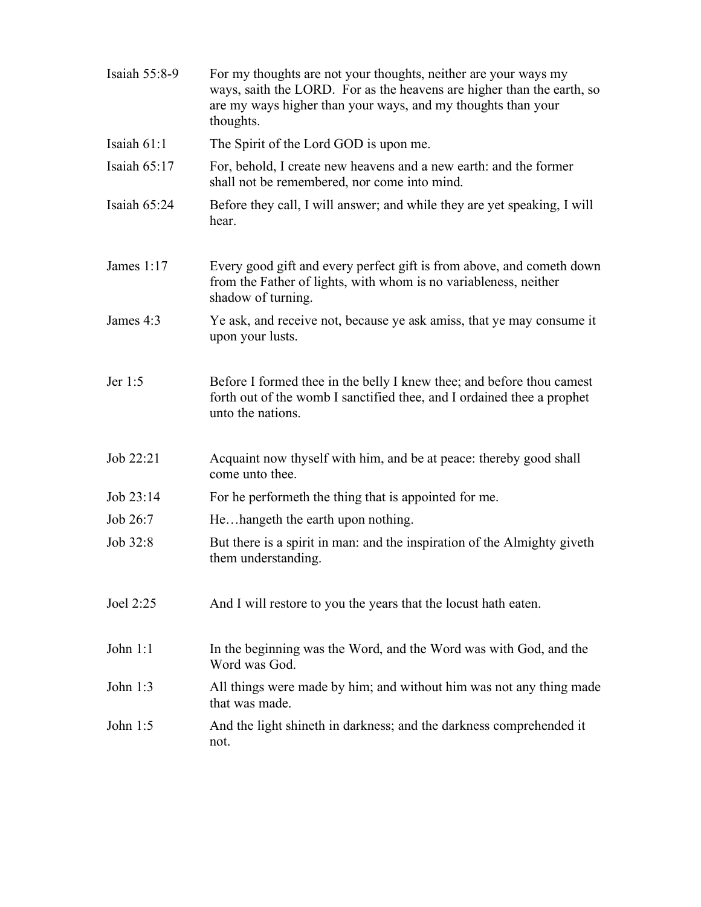| | |
|---|---|
| Isaiah 55:8-9 | For my thoughts are not your thoughts, neither are your ways my ways, saith the LORD. For as the heavens are higher than the earth, so are my ways higher than your ways, and my thoughts than your thoughts. |
| Isaiah 61:1 | The Spirit of the Lord GOD is upon me. |
| Isaiah 65:17 | For, behold, I create new heavens and a new earth: and the former shall not be remembered, nor come into mind. |
| Isaiah 65:24 | Before they call, I will answer; and while they are yet speaking, I will hear. |
| James 1:17 | Every good gift and every perfect gift is from above, and cometh down from the Father of lights, with whom is no variableness, neither shadow of turning. |
| James 4:3 | Ye ask, and receive not, because ye ask amiss, that ye may consume it upon your lusts. |
| Jer 1:5 | Before I formed thee in the belly I knew thee; and before thou camest forth out of the womb I sanctified thee, and I ordained thee a prophet unto the nations. |
| Job 22:21 | Acquaint now thyself with him, and be at peace: thereby good shall come unto thee. |
| Job 23:14 | For he performeth the thing that is appointed for me. |
| Job 26:7 | He…hangeth the earth upon nothing. |
| Job 32:8 | But there is a spirit in man: and the inspiration of the Almighty giveth them understanding. |
| Joel 2:25 | And I will restore to you the years that the locust hath eaten. |
| John 1:1 | In the beginning was the Word, and the Word was with God, and the Word was God. |
| John 1:3 | All things were made by him; and without him was not any thing made that was made. |
| John 1:5 | And the light shineth in darkness; and the darkness comprehended it not. |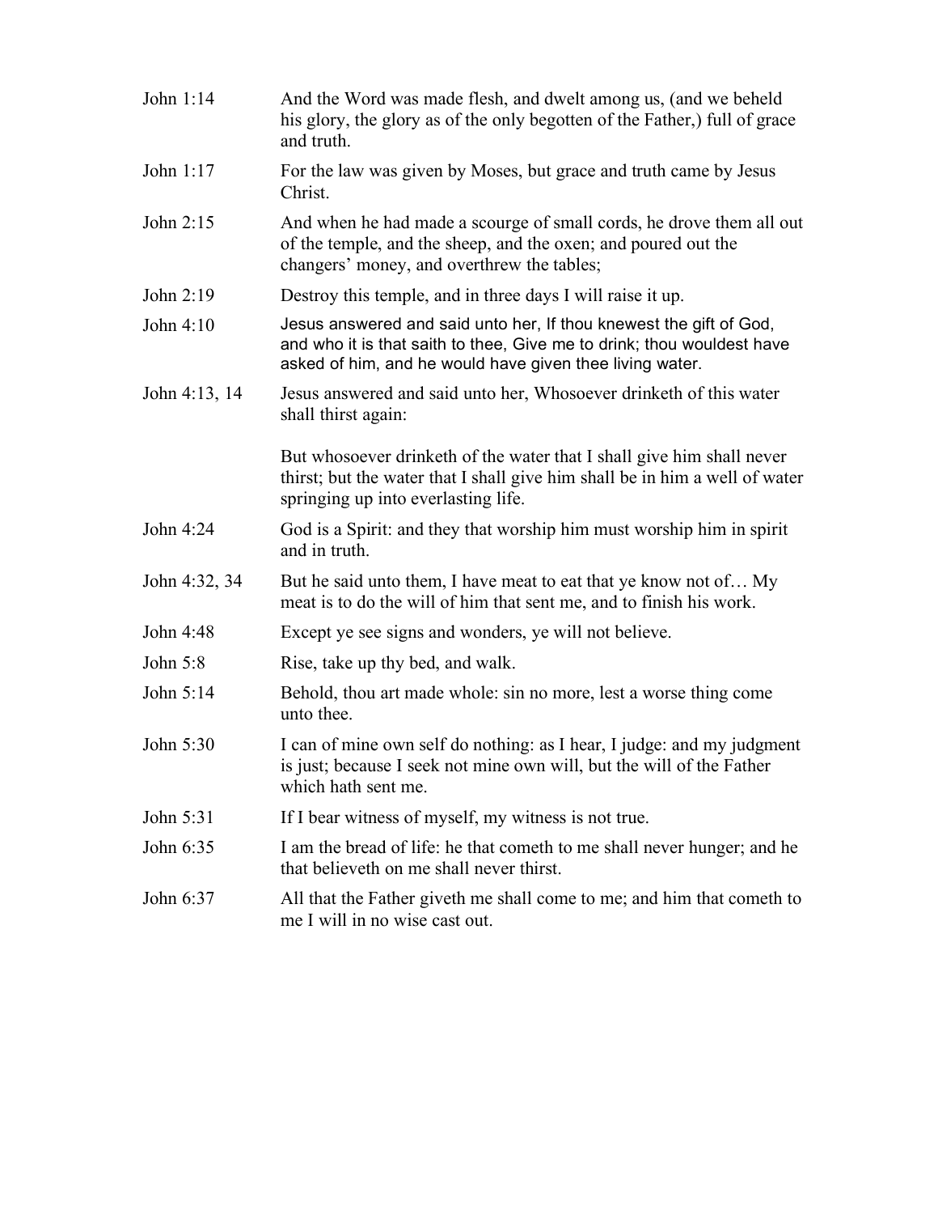| | |
|---|---|
| John 1:14 | And the Word was made flesh, and dwelt among us, (and we beheld his glory, the glory as of the only begotten of the Father,) full of grace and truth. |
| John 1:17 | For the law was given by Moses, but grace and truth came by Jesus Christ. |
| John 2:15 | And when he had made a scourge of small cords, he drove them all out of the temple, and the sheep, and the oxen; and poured out the changers' money, and overthrew the tables; |
| John 2:19 | Destroy this temple, and in three days I will raise it up. |
| John 4:10 | Jesus answered and said unto her, If thou knewest the gift of God, and who it is that saith to thee, Give me to drink; thou wouldest have asked of him, and he would have given thee living water. |
| John 4:13, 14 | Jesus answered and said unto her, Whosoever drinketh of this water shall thirst again:<br><br>But whosoever drinketh of the water that I shall give him shall never thirst; but the water that I shall give him shall be in him a well of water springing up into everlasting life. |
| John 4:24 | God is a Spirit: and they that worship him must worship him in spirit and in truth. |
| John 4:32, 34 | But he said unto them, I have meat to eat that ye know not of… My meat is to do the will of him that sent me, and to finish his work. |
| John 4:48 | Except ye see signs and wonders, ye will not believe. |
| John 5:8 | Rise, take up thy bed, and walk. |
| John 5:14 | Behold, thou art made whole: sin no more, lest a worse thing come unto thee. |
| John 5:30 | I can of mine own self do nothing: as I hear, I judge: and my judgment is just; because I seek not mine own will, but the will of the Father which hath sent me. |
| John 5:31 | If I bear witness of myself, my witness is not true. |
| John 6:35 | I am the bread of life: he that cometh to me shall never hunger; and he that believeth on me shall never thirst. |
| John 6:37 | All that the Father giveth me shall come to me; and him that cometh to me I will in no wise cast out. |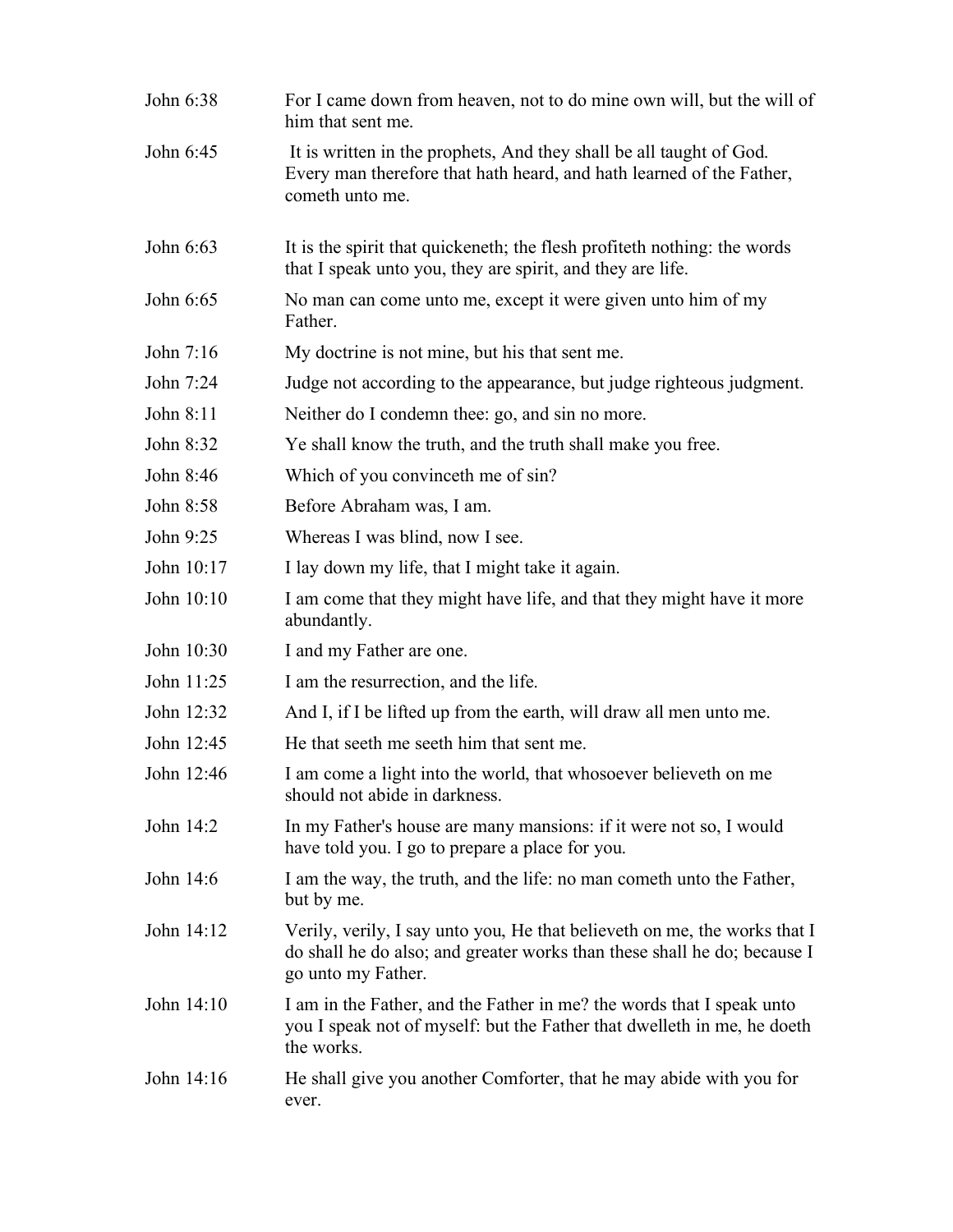| | |
|---|---|
| John 6:38 | For I came down from heaven, not to do mine own will, but the will of him that sent me. |
| John 6:45 | It is written in the prophets, And they shall be all taught of God. Every man therefore that hath heard, and hath learned of the Father, cometh unto me. |
| John 6:63 | It is the spirit that quickeneth; the flesh profiteth nothing: the words that I speak unto you, they are spirit, and they are life. |
| John 6:65 | No man can come unto me, except it were given unto him of my Father. |
| John 7:16 | My doctrine is not mine, but his that sent me. |
| John 7:24 | Judge not according to the appearance, but judge righteous judgment. |
| John 8:11 | Neither do I condemn thee: go, and sin no more. |
| John 8:32 | Ye shall know the truth, and the truth shall make you free. |
| John 8:46 | Which of you convinceth me of sin? |
| John 8:58 | Before Abraham was, I am. |
| John 9:25 | Whereas I was blind, now I see. |
| John 10:17 | I lay down my life, that I might take it again. |
| John 10:10 | I am come that they might have life, and that they might have it more abundantly. |
| John 10:30 | I and my Father are one. |
| John 11:25 | I am the resurrection, and the life. |
| John 12:32 | And I, if I be lifted up from the earth, will draw all men unto me. |
| John 12:45 | He that seeth me seeth him that sent me. |
| John 12:46 | I am come a light into the world, that whosoever believeth on me should not abide in darkness. |
| John 14:2 | In my Father's house are many mansions: if it were not so, I would have told you. I go to prepare a place for you. |
| John 14:6 | I am the way, the truth, and the life: no man cometh unto the Father, but by me. |
| John 14:12 | Verily, verily, I say unto you, He that believeth on me, the works that I do shall he do also; and greater works than these shall he do; because I go unto my Father. |
| John 14:10 | I am in the Father, and the Father in me? the words that I speak unto you I speak not of myself: but the Father that dwelleth in me, he doeth the works. |
| John 14:16 | He shall give you another Comforter, that he may abide with you for ever. |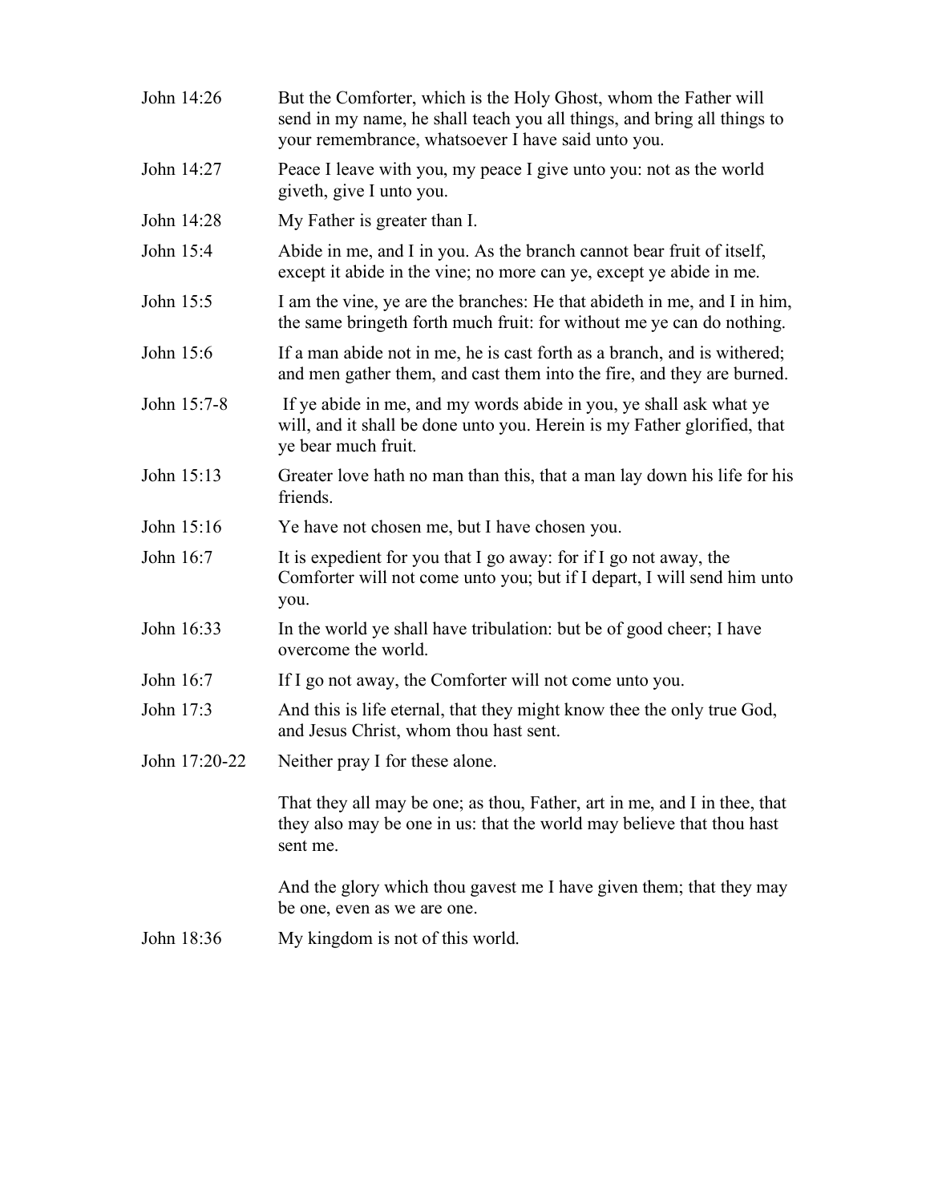| | |
|---|---|
| John 14:26 | But the Comforter, which is the Holy Ghost, whom the Father will send in my name, he shall teach you all things, and bring all things to your remembrance, whatsoever I have said unto you. |
| John 14:27 | Peace I leave with you, my peace I give unto you: not as the world giveth, give I unto you. |
| John 14:28 | My Father is greater than I. |
| John 15:4 | Abide in me, and I in you. As the branch cannot bear fruit of itself, except it abide in the vine; no more can ye, except ye abide in me. |
| John 15:5 | I am the vine, ye are the branches: He that abideth in me, and I in him, the same bringeth forth much fruit: for without me ye can do nothing. |
| John 15:6 | If a man abide not in me, he is cast forth as a branch, and is withered; and men gather them, and cast them into the fire, and they are burned. |
| John 15:7-8 | If ye abide in me, and my words abide in you, ye shall ask what ye will, and it shall be done unto you. Herein is my Father glorified, that ye bear much fruit. |
| John 15:13 | Greater love hath no man than this, that a man lay down his life for his friends. |
| John 15:16 | Ye have not chosen me, but I have chosen you. |
| John 16:7 | It is expedient for you that I go away: for if I go not away, the Comforter will not come unto you; but if I depart, I will send him unto you. |
| John 16:33 | In the world ye shall have tribulation: but be of good cheer; I have overcome the world. |
| John 16:7 | If I go not away, the Comforter will not come unto you. |
| John 17:3 | And this is life eternal, that they might know thee the only true God, and Jesus Christ, whom thou hast sent. |
| John 17:20-22 | Neither pray I for these alone.<br><br>That they all may be one; as thou, Father, art in me, and I in thee, that they also may be one in us: that the world may believe that thou hast sent me.<br><br>And the glory which thou gavest me I have given them; that they may be one, even as we are one. |
| John 18:36 | My kingdom is not of this world. |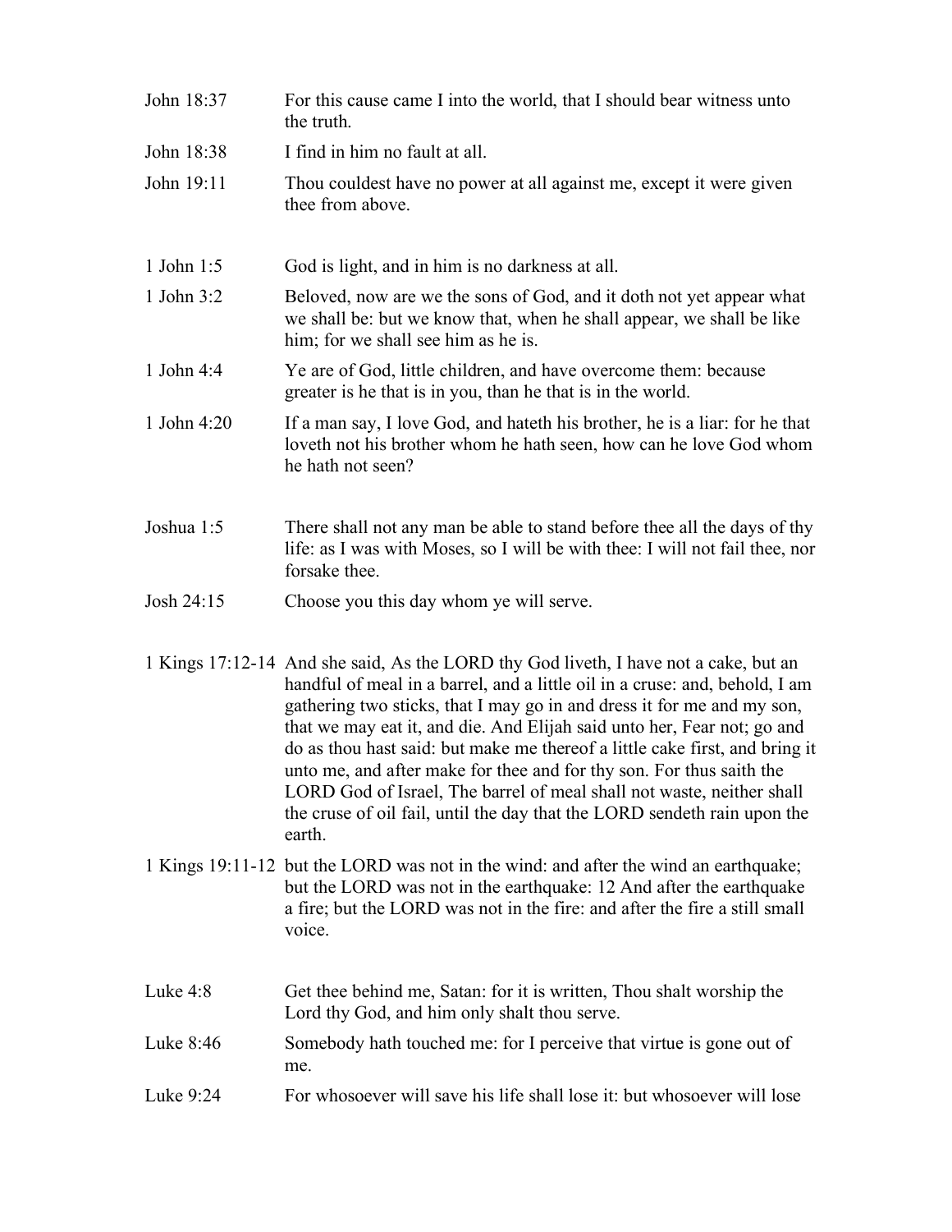| | |
|---|---|
| John 18:37 | For this cause came I into the world, that I should bear witness unto the truth. |
| John 18:38 | I find in him no fault at all. |
| John 19:11 | Thou couldest have no power at all against me, except it were given thee from above. |
| | |
| 1 John 1:5 | God is light, and in him is no darkness at all. |
| 1 John 3:2 | Beloved, now are we the sons of God, and it doth not yet appear what we shall be: but we know that, when he shall appear, we shall be like him; for we shall see him as he is. |
| 1 John 4:4 | Ye are of God, little children, and have overcome them: because greater is he that is in you, than he that is in the world. |
| 1 John 4:20 | If a man say, I love God, and hateth his brother, he is a liar: for he that loveth not his brother whom he hath seen, how can he love God whom he hath not seen? |
| | |
| Joshua 1:5 | There shall not any man be able to stand before thee all the days of thy life: as I was with Moses, so I will be with thee: I will not fail thee, nor forsake thee. |
| Josh 24:15 | Choose you this day whom ye will serve. |
| | |
| 1 Kings 17:12-14 | And she said, As the LORD thy God liveth, I have not a cake, but an handful of meal in a barrel, and a little oil in a cruse: and, behold, I am gathering two sticks, that I may go in and dress it for me and my son, that we may eat it, and die. And Elijah said unto her, Fear not; go and do as thou hast said: but make me thereof a little cake first, and bring it unto me, and after make for thee and for thy son. For thus saith the LORD God of Israel, The barrel of meal shall not waste, neither shall the cruse of oil fail, until the day that the LORD sendeth rain upon the earth. |
| 1 Kings 19:11-12 | but the LORD was not in the wind: and after the wind an earthquake; but the LORD was not in the earthquake: 12 And after the earthquake a fire; but the LORD was not in the fire: and after the fire a still small voice. |
| | |
| Luke 4:8 | Get thee behind me, Satan: for it is written, Thou shalt worship the Lord thy God, and him only shalt thou serve. |
| Luke 8:46 | Somebody hath touched me: for I perceive that virtue is gone out of me. |
| Luke 9:24 | For whosoever will save his life shall lose it: but whosoever will lose |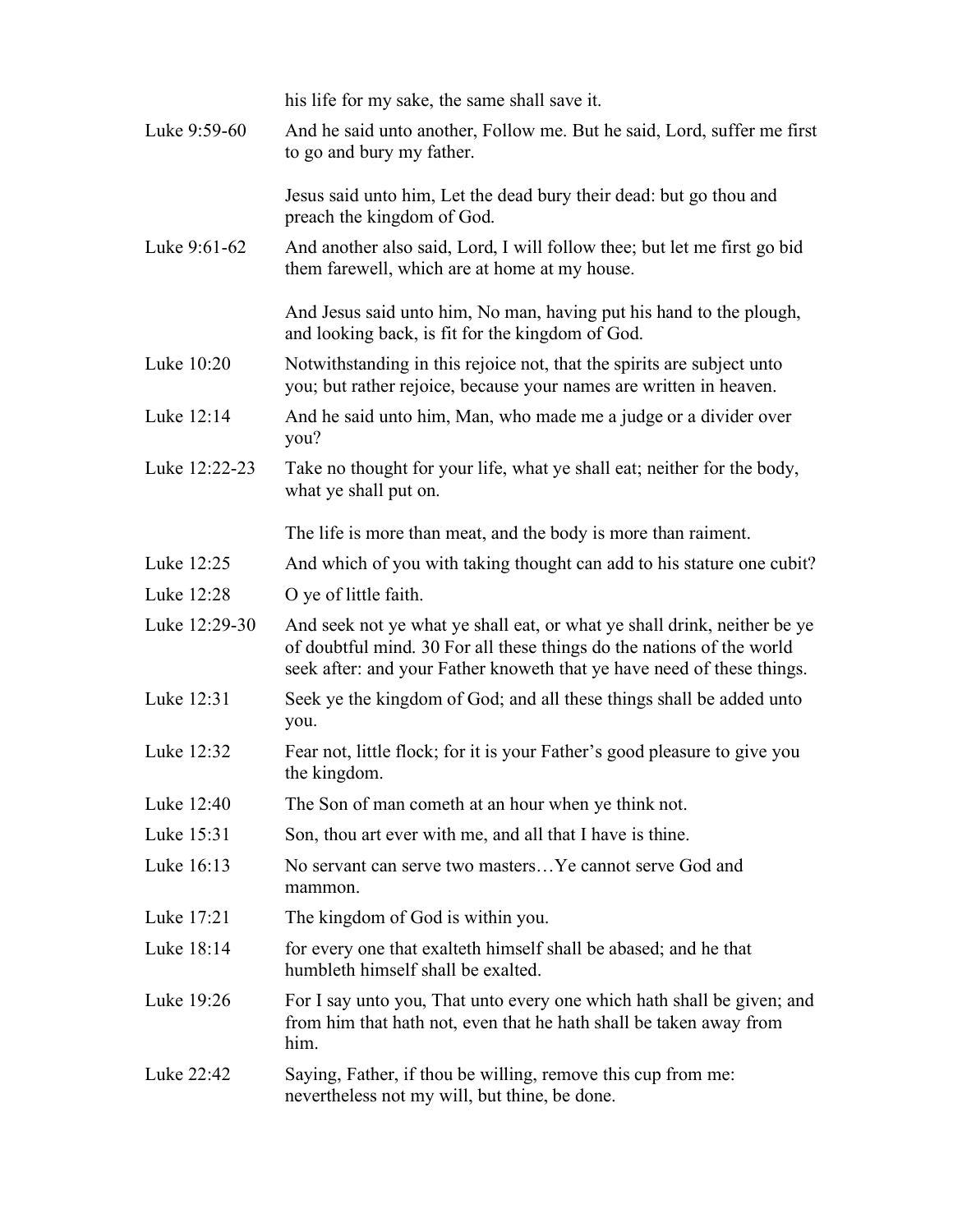|  |  |
| --- | --- |
|  | his life for my sake, the same shall save it. |
| Luke 9:59-60 | And he said unto another, Follow me. But he said, Lord, suffer me first to go and bury my father.<br><br>Jesus said unto him, Let the dead bury their dead: but go thou and preach the kingdom of God. |
| Luke 9:61-62 | And another also said, Lord, I will follow thee; but let me first go bid them farewell, which are at home at my house.<br><br>And Jesus said unto him, No man, having put his hand to the plough, and looking back, is fit for the kingdom of God. |
| Luke 10:20 | Notwithstanding in this rejoice not, that the spirits are subject unto you; but rather rejoice, because your names are written in heaven. |
| Luke 12:14 | And he said unto him, Man, who made me a judge or a divider over you? |
| Luke 12:22-23 | Take no thought for your life, what ye shall eat; neither for the body, what ye shall put on.<br><br>The life is more than meat, and the body is more than raiment. |
| Luke 12:25 | And which of you with taking thought can add to his stature one cubit? |
| Luke 12:28 | O ye of little faith. |
| Luke 12:29-30 | And seek not ye what ye shall eat, or what ye shall drink, neither be ye of doubtful mind. 30 For all these things do the nations of the world seek after: and your Father knoweth that ye have need of these things. |
| Luke 12:31 | Seek ye the kingdom of God; and all these things shall be added unto you. |
| Luke 12:32 | Fear not, little flock; for it is your Father's good pleasure to give you the kingdom. |
| Luke 12:40 | The Son of man cometh at an hour when ye think not. |
| Luke 15:31 | Son, thou art ever with me, and all that I have is thine. |
| Luke 16:13 | No servant can serve two masters…Ye cannot serve God and mammon. |
| Luke 17:21 | The kingdom of God is within you. |
| Luke 18:14 | for every one that exalteth himself shall be abased; and he that humbleth himself shall be exalted. |
| Luke 19:26 | For I say unto you, That unto every one which hath shall be given; and from him that hath not, even that he hath shall be taken away from him. |
| Luke 22:42 | Saying, Father, if thou be willing, remove this cup from me: nevertheless not my will, but thine, be done. |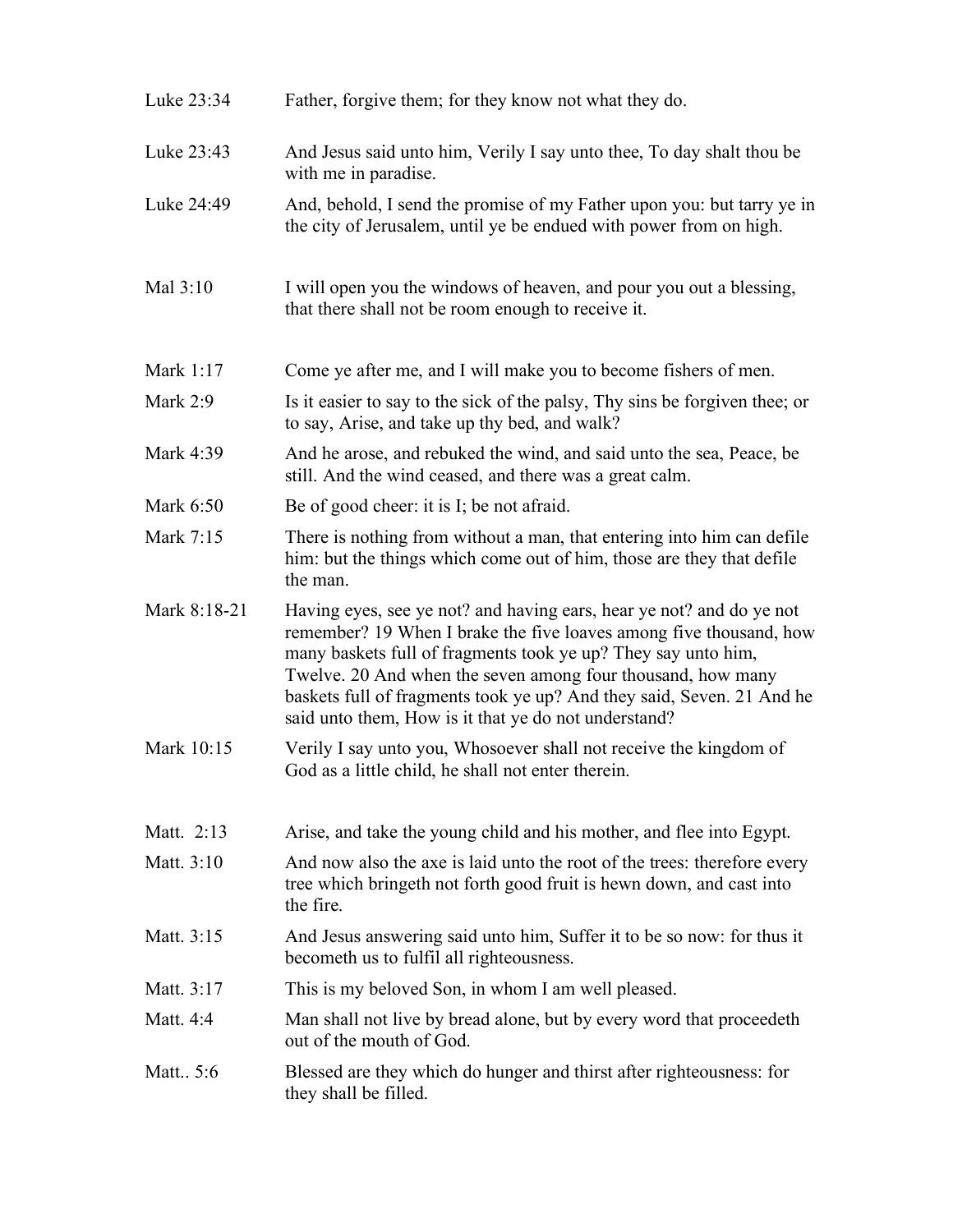| | |
|---|---|
| Luke 23:34 | Father, forgive them; for they know not what they do. |
| Luke 23:43 | And Jesus said unto him, Verily I say unto thee, To day shalt thou be with me in paradise. |
| Luke 24:49 | And, behold, I send the promise of my Father upon you: but tarry ye in the city of Jerusalem, until ye be endued with power from on high. |
| Mal 3:10 | I will open you the windows of heaven, and pour you out a blessing, that there shall not be room enough to receive it. |
| Mark 1:17 | Come ye after me, and I will make you to become fishers of men. |
| Mark 2:9 | Is it easier to say to the sick of the palsy, Thy sins be forgiven thee; or to say, Arise, and take up thy bed, and walk? |
| Mark 4:39 | And he arose, and rebuked the wind, and said unto the sea, Peace, be still. And the wind ceased, and there was a great calm. |
| Mark 6:50 | Be of good cheer: it is I; be not afraid. |
| Mark 7:15 | There is nothing from without a man, that entering into him can defile him: but the things which come out of him, those are they that defile the man. |
| Mark 8:18-21 | Having eyes, see ye not? and having ears, hear ye not? and do ye not remember? 19 When I brake the five loaves among five thousand, how many baskets full of fragments took ye up? They say unto him, Twelve. 20 And when the seven among four thousand, how many baskets full of fragments took ye up? And they said, Seven. 21 And he said unto them, How is it that ye do not understand? |
| Mark 10:15 | Verily I say unto you, Whosoever shall not receive the kingdom of God as a little child, he shall not enter therein. |
| Matt. 2:13 | Arise, and take the young child and his mother, and flee into Egypt. |
| Matt. 3:10 | And now also the axe is laid unto the root of the trees: therefore every tree which bringeth not forth good fruit is hewn down, and cast into the fire. |
| Matt. 3:15 | And Jesus answering said unto him, Suffer it to be so now: for thus it becometh us to fulfil all righteousness. |
| Matt. 3:17 | This is my beloved Son, in whom I am well pleased. |
| Matt. 4:4 | Man shall not live by bread alone, but by every word that proceedeth out of the mouth of God. |
| Matt.. 5:6 | Blessed are they which do hunger and thirst after righteousness: for they shall be filled. |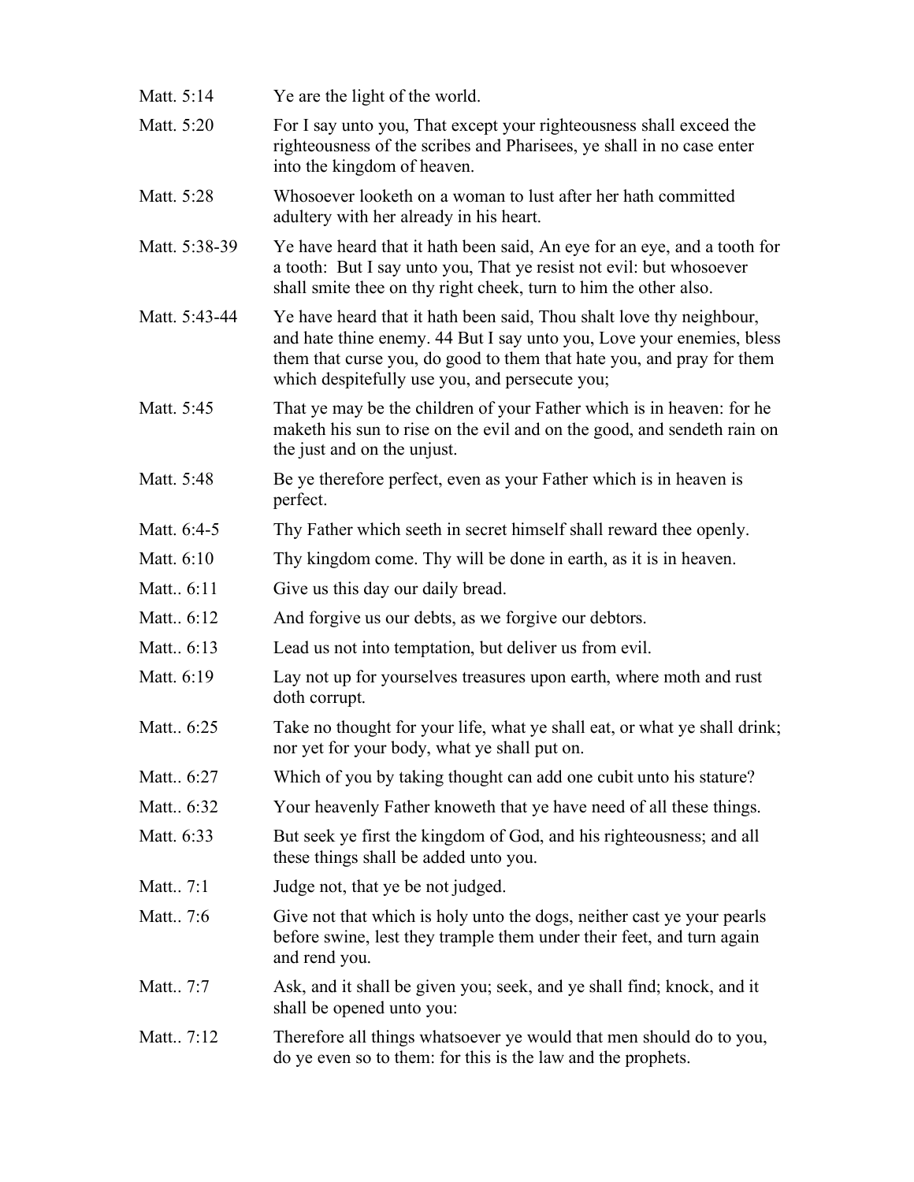| | |
|---|---|
| Matt. 5:14 | Ye are the light of the world. |
| Matt. 5:20 | For I say unto you, That except your righteousness shall exceed the righteousness of the scribes and Pharisees, ye shall in no case enter into the kingdom of heaven. |
| Matt. 5:28 | Whosoever looketh on a woman to lust after her hath committed adultery with her already in his heart. |
| Matt. 5:38-39 | Ye have heard that it hath been said, An eye for an eye, and a tooth for a tooth: But I say unto you, That ye resist not evil: but whosoever shall smite thee on thy right cheek, turn to him the other also. |
| Matt. 5:43-44 | Ye have heard that it hath been said, Thou shalt love thy neighbour, and hate thine enemy. 44 But I say unto you, Love your enemies, bless them that curse you, do good to them that hate you, and pray for them which despitefully use you, and persecute you; |
| Matt. 5:45 | That ye may be the children of your Father which is in heaven: for he maketh his sun to rise on the evil and on the good, and sendeth rain on the just and on the unjust. |
| Matt. 5:48 | Be ye therefore perfect, even as your Father which is in heaven is perfect. |
| Matt. 6:4-5 | Thy Father which seeth in secret himself shall reward thee openly. |
| Matt. 6:10 | Thy kingdom come. Thy will be done in earth, as it is in heaven. |
| Matt.. 6:11 | Give us this day our daily bread. |
| Matt.. 6:12 | And forgive us our debts, as we forgive our debtors. |
| Matt.. 6:13 | Lead us not into temptation, but deliver us from evil. |
| Matt. 6:19 | Lay not up for yourselves treasures upon earth, where moth and rust doth corrupt. |
| Matt.. 6:25 | Take no thought for your life, what ye shall eat, or what ye shall drink; nor yet for your body, what ye shall put on. |
| Matt.. 6:27 | Which of you by taking thought can add one cubit unto his stature? |
| Matt.. 6:32 | Your heavenly Father knoweth that ye have need of all these things. |
| Matt. 6:33 | But seek ye first the kingdom of God, and his righteousness; and all these things shall be added unto you. |
| Matt.. 7:1 | Judge not, that ye be not judged. |
| Matt.. 7:6 | Give not that which is holy unto the dogs, neither cast ye your pearls before swine, lest they trample them under their feet, and turn again and rend you. |
| Matt.. 7:7 | Ask, and it shall be given you; seek, and ye shall find; knock, and it shall be opened unto you: |
| Matt.. 7:12 | Therefore all things whatsoever ye would that men should do to you, do ye even so to them: for this is the law and the prophets. |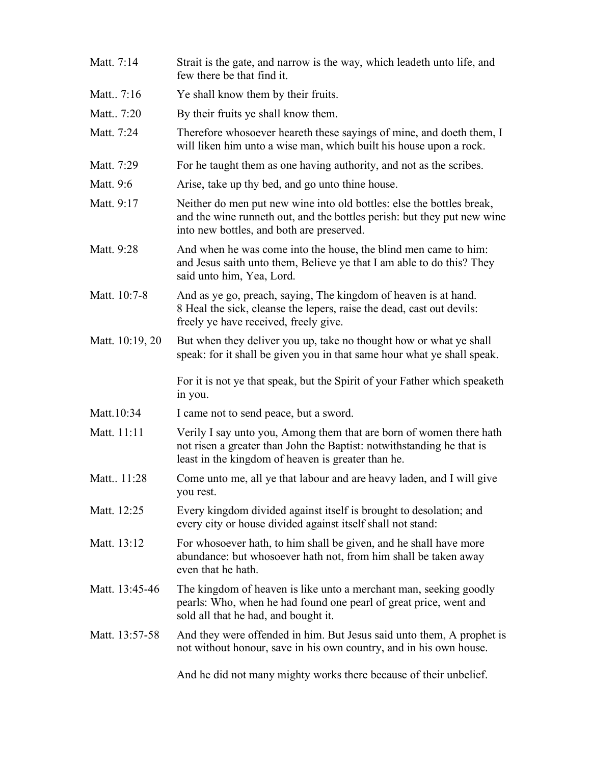| | |
|---|---|
| Matt. 7:14 | Strait is the gate, and narrow is the way, which leadeth unto life, and few there be that find it. |
| Matt.. 7:16 | Ye shall know them by their fruits. |
| Matt.. 7:20 | By their fruits ye shall know them. |
| Matt. 7:24 | Therefore whosoever heareth these sayings of mine, and doeth them, I will liken him unto a wise man, which built his house upon a rock. |
| Matt. 7:29 | For he taught them as one having authority, and not as the scribes. |
| Matt. 9:6 | Arise, take up thy bed, and go unto thine house. |
| Matt. 9:17 | Neither do men put new wine into old bottles: else the bottles break, and the wine runneth out, and the bottles perish: but they put new wine into new bottles, and both are preserved. |
| Matt. 9:28 | And when he was come into the house, the blind men came to him: and Jesus saith unto them, Believe ye that I am able to do this? They said unto him, Yea, Lord. |
| Matt. 10:7-8 | And as ye go, preach, saying, The kingdom of heaven is at hand. 8 Heal the sick, cleanse the lepers, raise the dead, cast out devils: freely ye have received, freely give. |
| Matt. 10:19, 20 | But when they deliver you up, take no thought how or what ye shall speak: for it shall be given you in that same hour what ye shall speak. For it is not ye that speak, but the Spirit of your Father which speaketh in you. |
| Matt.10:34 | I came not to send peace, but a sword. |
| Matt. 11:11 | Verily I say unto you, Among them that are born of women there hath not risen a greater than John the Baptist: notwithstanding he that is least in the kingdom of heaven is greater than he. |
| Matt.. 11:28 | Come unto me, all ye that labour and are heavy laden, and I will give you rest. |
| Matt. 12:25 | Every kingdom divided against itself is brought to desolation; and every city or house divided against itself shall not stand: |
| Matt. 13:12 | For whosoever hath, to him shall be given, and he shall have more abundance: but whosoever hath not, from him shall be taken away even that he hath. |
| Matt. 13:45-46 | The kingdom of heaven is like unto a merchant man, seeking goodly pearls: Who, when he had found one pearl of great price, went and sold all that he had, and bought it. |
| Matt. 13:57-58 | And they were offended in him. But Jesus said unto them, A prophet is not without honour, save in his own country, and in his own house. And he did not many mighty works there because of their unbelief. |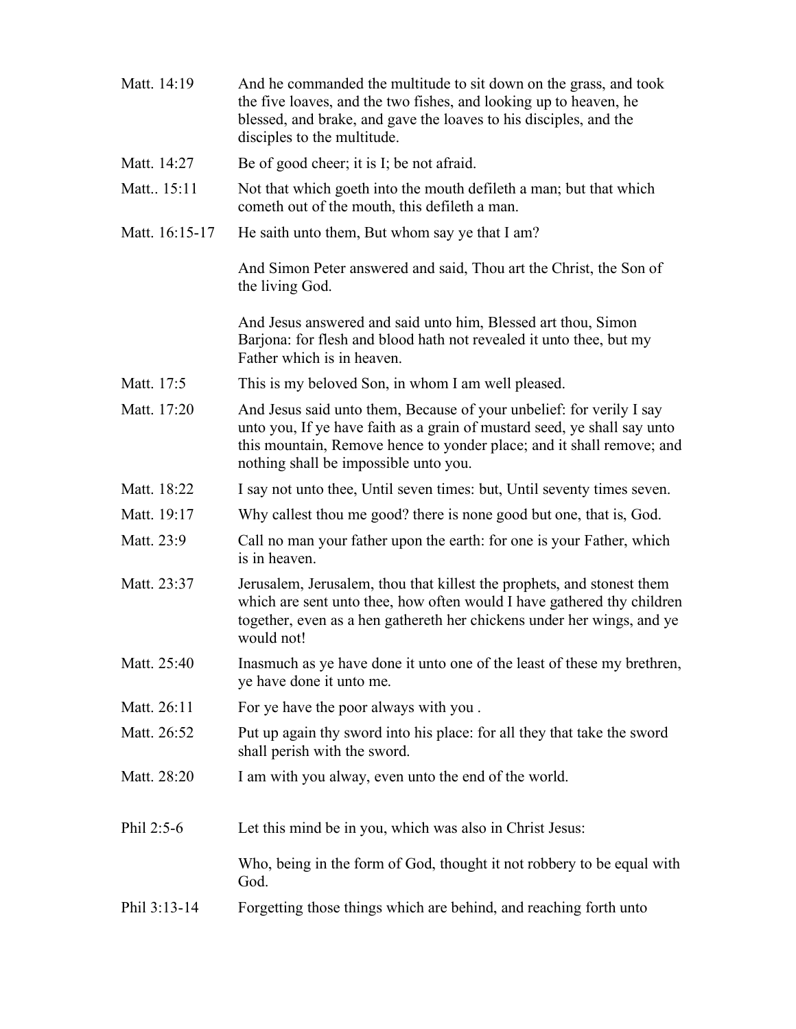| | |
|---|---|
| Matt. 14:19 | And he commanded the multitude to sit down on the grass, and took the five loaves, and the two fishes, and looking up to heaven, he blessed, and brake, and gave the loaves to his disciples, and the disciples to the multitude. |
| Matt. 14:27 | Be of good cheer; it is I; be not afraid. |
| Matt.. 15:11 | Not that which goeth into the mouth defileth a man; but that which cometh out of the mouth, this defileth a man. |
| Matt. 16:15-17 | He saith unto them, But whom say ye that I am?<br><br>And Simon Peter answered and said, Thou art the Christ, the Son of the living God.<br><br>And Jesus answered and said unto him, Blessed art thou, Simon Barjona: for flesh and blood hath not revealed it unto thee, but my Father which is in heaven. |
| Matt. 17:5 | This is my beloved Son, in whom I am well pleased. |
| Matt. 17:20 | And Jesus said unto them, Because of your unbelief: for verily I say unto you, If ye have faith as a grain of mustard seed, ye shall say unto this mountain, Remove hence to yonder place; and it shall remove; and nothing shall be impossible unto you. |
| Matt. 18:22 | I say not unto thee, Until seven times: but, Until seventy times seven. |
| Matt. 19:17 | Why callest thou me good? there is none good but one, that is, God. |
| Matt. 23:9 | Call no man your father upon the earth: for one is your Father, which is in heaven. |
| Matt. 23:37 | Jerusalem, Jerusalem, thou that killest the prophets, and stonest them which are sent unto thee, how often would I have gathered thy children together, even as a hen gathereth her chickens under her wings, and ye would not! |
| Matt. 25:40 | Inasmuch as ye have done it unto one of the least of these my brethren, ye have done it unto me. |
| Matt. 26:11 | For ye have the poor always with you . |
| Matt. 26:52 | Put up again thy sword into his place: for all they that take the sword shall perish with the sword. |
| Matt. 28:20 | I am with you alway, even unto the end of the world. |
| Phil 2:5-6 | Let this mind be in you, which was also in Christ Jesus:<br><br>Who, being in the form of God, thought it not robbery to be equal with God. |
| Phil 3:13-14 | Forgetting those things which are behind, and reaching forth unto |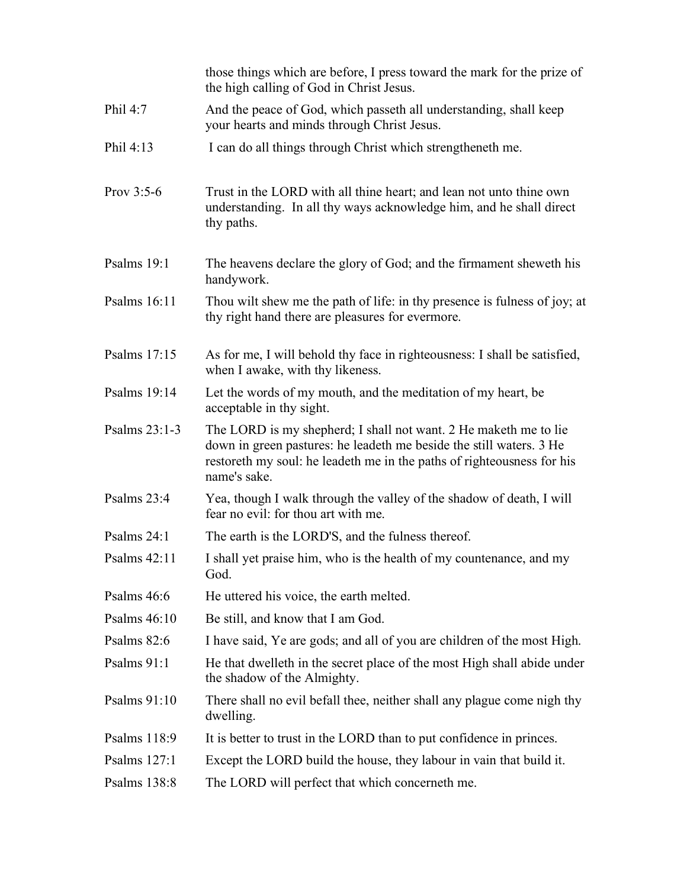| | |
|---|---|
| | those things which are before, I press toward the mark for the prize of the high calling of God in Christ Jesus. |
| Phil 4:7 | And the peace of God, which passeth all understanding, shall keep your hearts and minds through Christ Jesus. |
| Phil 4:13 | I can do all things through Christ which strengtheneth me. |
| Prov 3:5-6 | Trust in the LORD with all thine heart; and lean not unto thine own understanding. In all thy ways acknowledge him, and he shall direct thy paths. |
| Psalms 19:1 | The heavens declare the glory of God; and the firmament sheweth his handywork. |
| Psalms 16:11 | Thou wilt shew me the path of life: in thy presence is fulness of joy; at thy right hand there are pleasures for evermore. |
| Psalms 17:15 | As for me, I will behold thy face in righteousness: I shall be satisfied, when I awake, with thy likeness. |
| Psalms 19:14 | Let the words of my mouth, and the meditation of my heart, be acceptable in thy sight. |
| Psalms 23:1-3 | The LORD is my shepherd; I shall not want. 2 He maketh me to lie down in green pastures: he leadeth me beside the still waters. 3 He restoreth my soul: he leadeth me in the paths of righteousness for his name's sake. |
| Psalms 23:4 | Yea, though I walk through the valley of the shadow of death, I will fear no evil: for thou art with me. |
| Psalms 24:1 | The earth is the LORD'S, and the fulness thereof. |
| Psalms 42:11 | I shall yet praise him, who is the health of my countenance, and my God. |
| Psalms 46:6 | He uttered his voice, the earth melted. |
| Psalms 46:10 | Be still, and know that I am God. |
| Psalms 82:6 | I have said, Ye are gods; and all of you are children of the most High. |
| Psalms 91:1 | He that dwelleth in the secret place of the most High shall abide under the shadow of the Almighty. |
| Psalms 91:10 | There shall no evil befall thee, neither shall any plague come nigh thy dwelling. |
| Psalms 118:9 | It is better to trust in the LORD than to put confidence in princes. |
| Psalms 127:1 | Except the LORD build the house, they labour in vain that build it. |
| Psalms 138:8 | The LORD will perfect that which concerneth me. |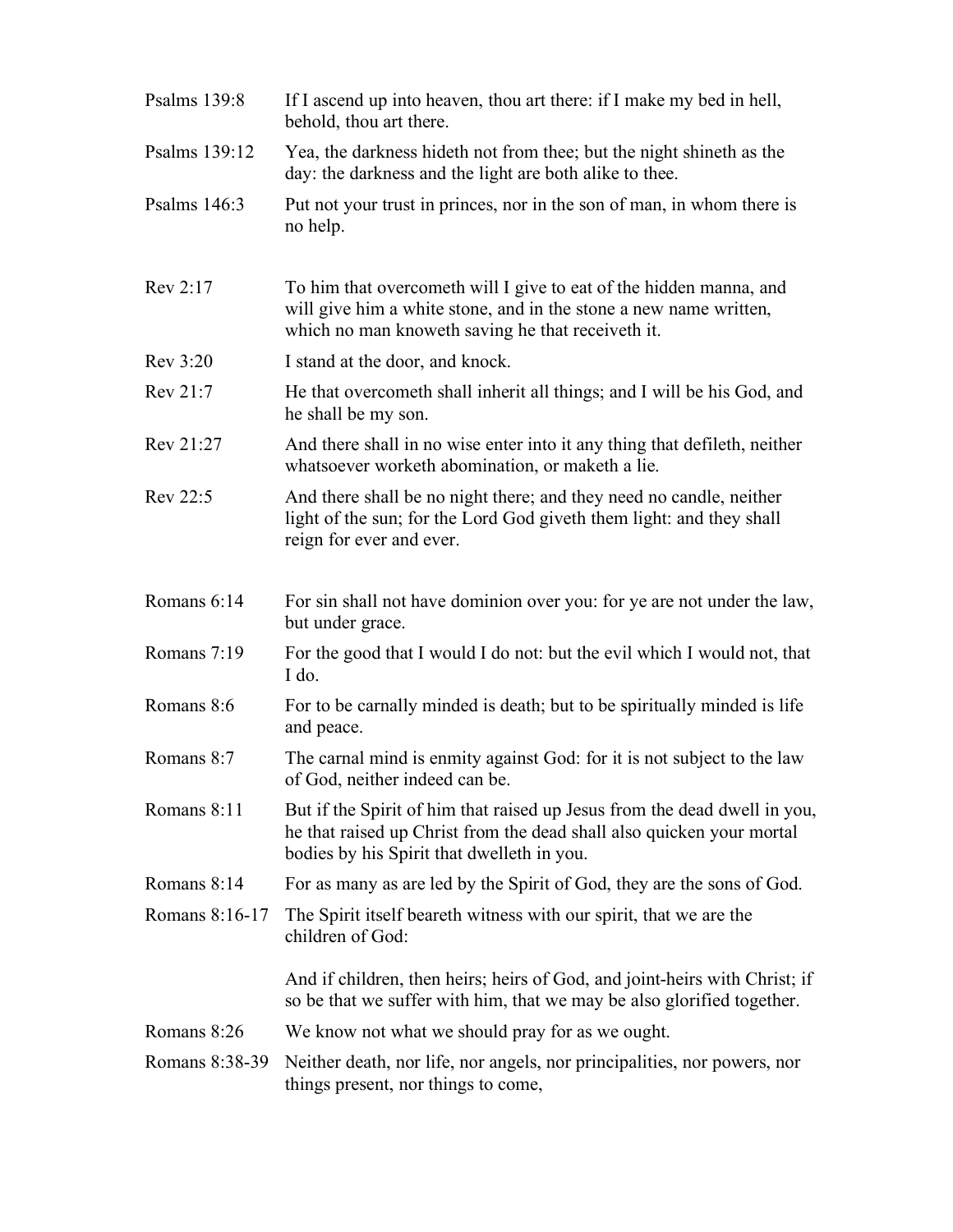| | |
|---|---|
| Psalms 139:8 | If I ascend up into heaven, thou art there: if I make my bed in hell, behold, thou art there. |
| Psalms 139:12 | Yea, the darkness hideth not from thee; but the night shineth as the day: the darkness and the light are both alike to thee. |
| Psalms 146:3 | Put not your trust in princes, nor in the son of man, in whom there is no help. |
| | |
| Rev 2:17 | To him that overcometh will I give to eat of the hidden manna, and will give him a white stone, and in the stone a new name written, which no man knoweth saving he that receiveth it. |
| Rev 3:20 | I stand at the door, and knock. |
| Rev 21:7 | He that overcometh shall inherit all things; and I will be his God, and he shall be my son. |
| Rev 21:27 | And there shall in no wise enter into it any thing that defileth, neither whatsoever worketh abomination, or maketh a lie. |
| Rev 22:5 | And there shall be no night there; and they need no candle, neither light of the sun; for the Lord God giveth them light: and they shall reign for ever and ever. |
| | |
| Romans 6:14 | For sin shall not have dominion over you: for ye are not under the law, but under grace. |
| Romans 7:19 | For the good that I would I do not: but the evil which I would not, that I do. |
| Romans 8:6 | For to be carnally minded is death; but to be spiritually minded is life and peace. |
| Romans 8:7 | The carnal mind is enmity against God: for it is not subject to the law of God, neither indeed can be. |
| Romans 8:11 | But if the Spirit of him that raised up Jesus from the dead dwell in you, he that raised up Christ from the dead shall also quicken your mortal bodies by his Spirit that dwelleth in you. |
| Romans 8:14 | For as many as are led by the Spirit of God, they are the sons of God. |
| Romans 8:16-17 | The Spirit itself beareth witness with our spirit, that we are the children of God: |
| | And if children, then heirs; heirs of God, and joint-heirs with Christ; if so be that we suffer with him, that we may be also glorified together. |
| Romans 8:26 | We know not what we should pray for as we ought. |
| Romans 8:38-39 | Neither death, nor life, nor angels, nor principalities, nor powers, nor things present, nor things to come, |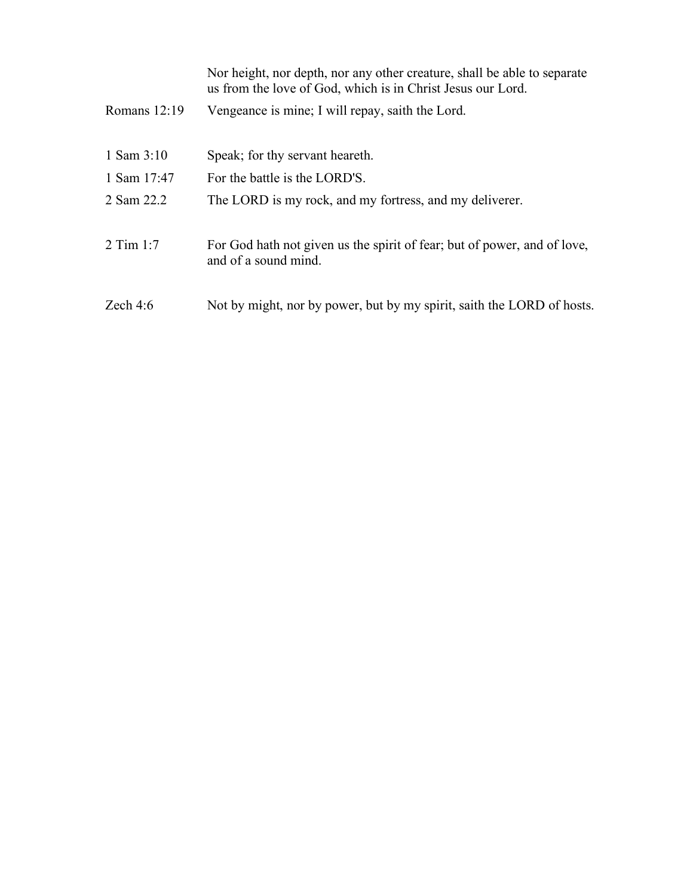| | |
|---|---|
| | Nor height, nor depth, nor any other creature, shall be able to separate us from the love of God, which is in Christ Jesus our Lord. |
| Romans 12:19 | Vengeance is mine; I will repay, saith the Lord. |
| 1 Sam 3:10 | Speak; for thy servant heareth. |
| 1 Sam 17:47 | For the battle is the LORD'S. |
| 2 Sam 22.2 | The LORD is my rock, and my fortress, and my deliverer. |
| 2 Tim 1:7 | For God hath not given us the spirit of fear; but of power, and of love, and of a sound mind. |
| Zech 4:6 | Not by might, nor by power, but by my spirit, saith the LORD of hosts. |